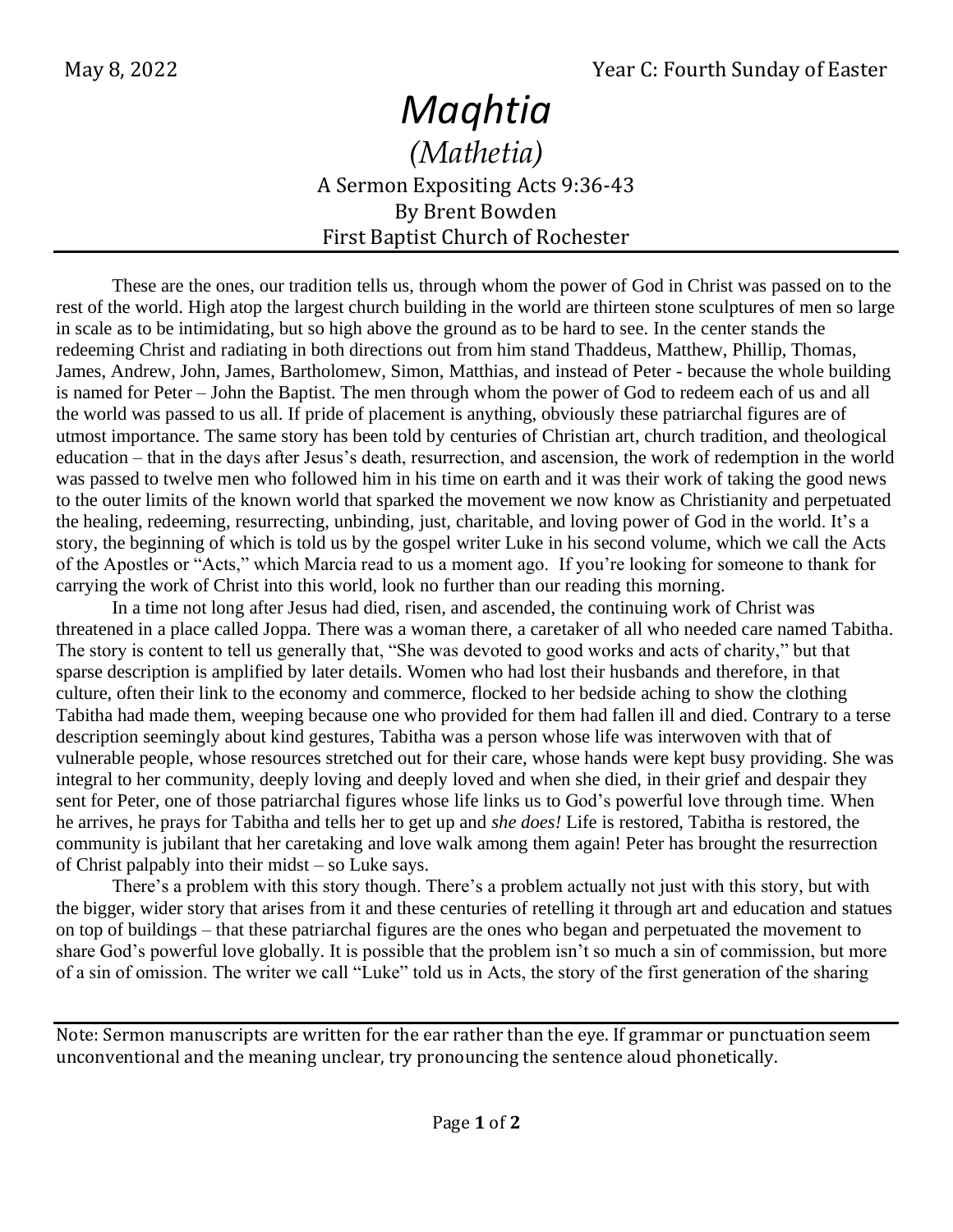May 8, 2022 Year C: Fourth Sunday of Easter

# *Maqhtia*

## *(Mathetia)*

### A Sermon Expositing Acts 9:36-43
### By Brent Bowden
### First Baptist Church of Rochester

These are the ones, our tradition tells us, through whom the power of God in Christ was passed on to the rest of the world. High atop the largest church building in the world are thirteen stone sculptures of men so large in scale as to be intimidating, but so high above the ground as to be hard to see. In the center stands the redeeming Christ and radiating in both directions out from him stand Thaddeus, Matthew, Phillip, Thomas, James, Andrew, John, James, Bartholomew, Simon, Matthias, and instead of Peter - because the whole building is named for Peter – John the Baptist. The men through whom the power of God to redeem each of us and all the world was passed to us all. If pride of placement is anything, obviously these patriarchal figures are of utmost importance. The same story has been told by centuries of Christian art, church tradition, and theological education – that in the days after Jesus's death, resurrection, and ascension, the work of redemption in the world was passed to twelve men who followed him in his time on earth and it was their work of taking the good news to the outer limits of the known world that sparked the movement we now know as Christianity and perpetuated the healing, redeeming, resurrecting, unbinding, just, charitable, and loving power of God in the world. It's a story, the beginning of which is told us by the gospel writer Luke in his second volume, which we call the Acts of the Apostles or "Acts," which Marcia read to us a moment ago. If you're looking for someone to thank for carrying the work of Christ into this world, look no further than our reading this morning.

In a time not long after Jesus had died, risen, and ascended, the continuing work of Christ was threatened in a place called Joppa. There was a woman there, a caretaker of all who needed care named Tabitha. The story is content to tell us generally that, "She was devoted to good works and acts of charity," but that sparse description is amplified by later details. Women who had lost their husbands and therefore, in that culture, often their link to the economy and commerce, flocked to her bedside aching to show the clothing Tabitha had made them, weeping because one who provided for them had fallen ill and died. Contrary to a terse description seemingly about kind gestures, Tabitha was a person whose life was interwoven with that of vulnerable people, whose resources stretched out for their care, whose hands were kept busy providing. She was integral to her community, deeply loving and deeply loved and when she died, in their grief and despair they sent for Peter, one of those patriarchal figures whose life links us to God's powerful love through time. When he arrives, he prays for Tabitha and tells her to get up and *she does!* Life is restored, Tabitha is restored, the community is jubilant that her caretaking and love walk among them again! Peter has brought the resurrection of Christ palpably into their midst – so Luke says.

There's a problem with this story though. There's a problem actually not just with this story, but with the bigger, wider story that arises from it and these centuries of retelling it through art and education and statues on top of buildings – that these patriarchal figures are the ones who began and perpetuated the movement to share God's powerful love globally. It is possible that the problem isn't so much a sin of commission, but more of a sin of omission. The writer we call "Luke" told us in Acts, the story of the first generation of the sharing

Note: Sermon manuscripts are written for the ear rather than the eye. If grammar or punctuation seem unconventional and the meaning unclear, try pronouncing the sentence aloud phonetically.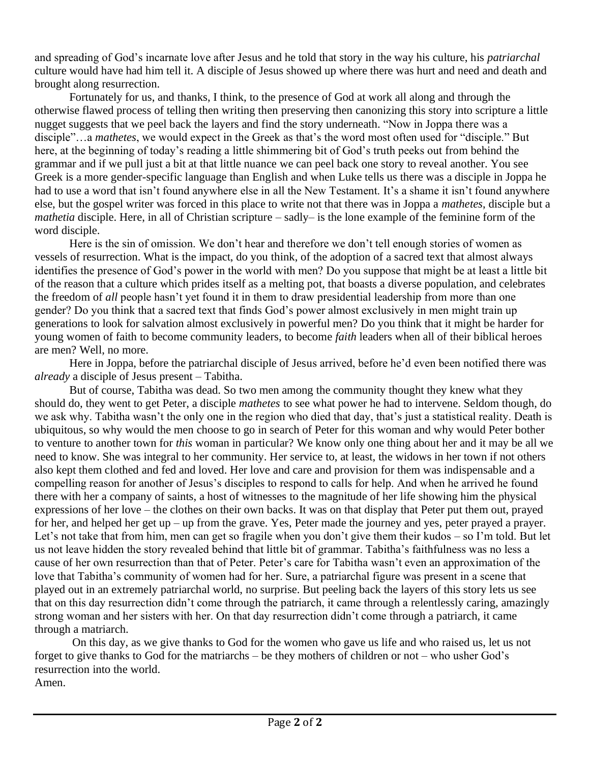and spreading of God's incarnate love after Jesus and he told that story in the way his culture, his *patriarchal* culture would have had him tell it. A disciple of Jesus showed up where there was hurt and need and death and brought along resurrection.

Fortunately for us, and thanks, I think, to the presence of God at work all along and through the otherwise flawed process of telling then writing then preserving then canonizing this story into scripture a little nugget suggests that we peel back the layers and find the story underneath. "Now in Joppa there was a disciple"…a *mathetes*, we would expect in the Greek as that's the word most often used for "disciple." But here, at the beginning of today's reading a little shimmering bit of God's truth peeks out from behind the grammar and if we pull just a bit at that little nuance we can peel back one story to reveal another. You see Greek is a more gender-specific language than English and when Luke tells us there was a disciple in Joppa he had to use a word that isn't found anywhere else in all the New Testament. It's a shame it isn't found anywhere else, but the gospel writer was forced in this place to write not that there was in Joppa a *mathetes*, disciple but a *mathetia* disciple. Here, in all of Christian scripture – sadly– is the lone example of the feminine form of the word disciple.

Here is the sin of omission. We don't hear and therefore we don't tell enough stories of women as vessels of resurrection. What is the impact, do you think, of the adoption of a sacred text that almost always identifies the presence of God's power in the world with men? Do you suppose that might be at least a little bit of the reason that a culture which prides itself as a melting pot, that boasts a diverse population, and celebrates the freedom of *all* people hasn't yet found it in them to draw presidential leadership from more than one gender? Do you think that a sacred text that finds God's power almost exclusively in men might train up generations to look for salvation almost exclusively in powerful men? Do you think that it might be harder for young women of faith to become community leaders, to become *faith* leaders when all of their biblical heroes are men? Well, no more.

Here in Joppa, before the patriarchal disciple of Jesus arrived, before he'd even been notified there was *already* a disciple of Jesus present – Tabitha.

But of course, Tabitha was dead. So two men among the community thought they knew what they should do, they went to get Peter, a disciple *mathetes* to see what power he had to intervene. Seldom though, do we ask why. Tabitha wasn't the only one in the region who died that day, that's just a statistical reality. Death is ubiquitous, so why would the men choose to go in search of Peter for this woman and why would Peter bother to venture to another town for *this* woman in particular? We know only one thing about her and it may be all we need to know. She was integral to her community. Her service to, at least, the widows in her town if not others also kept them clothed and fed and loved. Her love and care and provision for them was indispensable and a compelling reason for another of Jesus's disciples to respond to calls for help. And when he arrived he found there with her a company of saints, a host of witnesses to the magnitude of her life showing him the physical expressions of her love – the clothes on their own backs. It was on that display that Peter put them out, prayed for her, and helped her get up – up from the grave. Yes, Peter made the journey and yes, peter prayed a prayer. Let's not take that from him, men can get so fragile when you don't give them their kudos – so I'm told. But let us not leave hidden the story revealed behind that little bit of grammar. Tabitha's faithfulness was no less a cause of her own resurrection than that of Peter. Peter's care for Tabitha wasn't even an approximation of the love that Tabitha's community of women had for her. Sure, a patriarchal figure was present in a scene that played out in an extremely patriarchal world, no surprise. But peeling back the layers of this story lets us see that on this day resurrection didn't come through the patriarch, it came through a relentlessly caring, amazingly strong woman and her sisters with her. On that day resurrection didn't come through a patriarch, it came through a matriarch.

On this day, as we give thanks to God for the women who gave us life and who raised us, let us not forget to give thanks to God for the matriarchs – be they mothers of children or not – who usher God's resurrection into the world.

Amen.